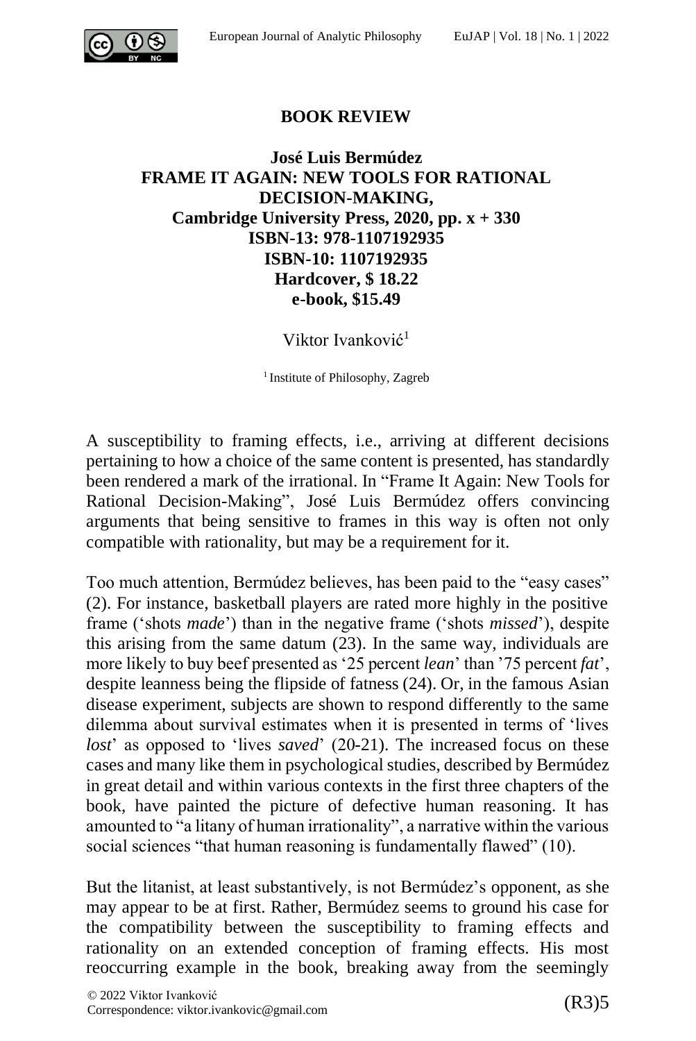## BOOK REVIEW

**José Luis Bermúdez**
**FRAME IT AGAIN: NEW TOOLS FOR RATIONAL DECISION-MAKING,**
**Cambridge University Press, 2020, pp. x + 330**
**ISBN-13: 978-1107192935**
**ISBN-10: 1107192935**
**Hardcover, $ 18.22**
**e-book, $15.49**

Viktor Ivanković[1]

[1] Institute of Philosophy, Zagreb

A susceptibility to framing effects, i.e., arriving at different decisions pertaining to how a choice of the same content is presented, has standardly been rendered a mark of the irrational. In "Frame It Again: New Tools for Rational Decision-Making", José Luis Bermúdez offers convincing arguments that being sensitive to frames in this way is often not only compatible with rationality, but may be a requirement for it.

Too much attention, Bermúdez believes, has been paid to the "easy cases" (2). For instance, basketball players are rated more highly in the positive frame ('shots *made*') than in the negative frame ('shots *missed*'), despite this arising from the same datum (23). In the same way, individuals are more likely to buy beef presented as '25 percent *lean*' than '75 percent *fat*', despite leanness being the flipside of fatness (24). Or, in the famous Asian disease experiment, subjects are shown to respond differently to the same dilemma about survival estimates when it is presented in terms of 'lives *lost*' as opposed to 'lives *saved*' (20-21). The increased focus on these cases and many like them in psychological studies, described by Bermúdez in great detail and within various contexts in the first three chapters of the book, have painted the picture of defective human reasoning. It has amounted to "a litany of human irrationality", a narrative within the various social sciences "that human reasoning is fundamentally flawed" (10).

But the litanist, at least substantively, is not Bermúdez's opponent, as she may appear to be at first. Rather, Bermúdez seems to ground his case for the compatibility between the susceptibility to framing effects and rationality on an extended conception of framing effects. His most reoccurring example in the book, breaking away from the seemingly

© 2022 Viktor Ivanković
Correspondence: viktor.ivankovic@gmail.com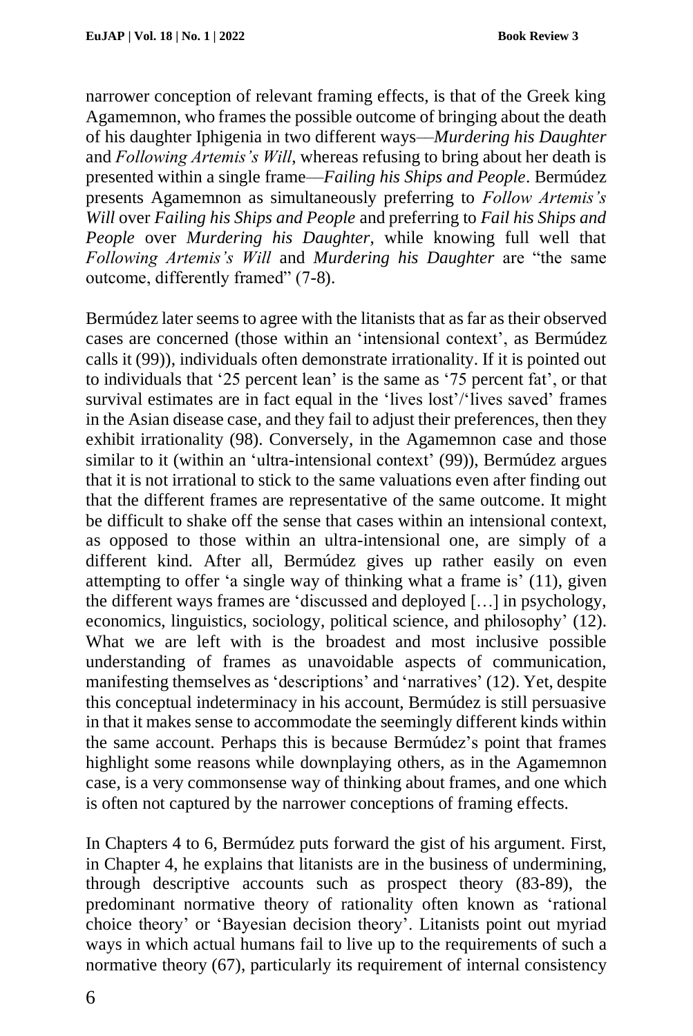narrower conception of relevant framing effects, is that of the Greek king Agamemnon, who frames the possible outcome of bringing about the death of his daughter Iphigenia in two different ways—*Murdering his Daughter* and *Following Artemis's Will*, whereas refusing to bring about her death is presented within a single frame—*Failing his Ships and People*. Bermúdez presents Agamemnon as simultaneously preferring to *Follow Artemis's Will* over *Failing his Ships and People* and preferring to *Fail his Ships and People* over *Murdering his Daughter*, while knowing full well that *Following Artemis's Will* and *Murdering his Daughter* are "the same outcome, differently framed" (7-8).

Bermúdez later seems to agree with the litanists that as far as their observed cases are concerned (those within an 'intensional context', as Bermúdez calls it (99)), individuals often demonstrate irrationality. If it is pointed out to individuals that '25 percent lean' is the same as '75 percent fat', or that survival estimates are in fact equal in the 'lives lost'/'lives saved' frames in the Asian disease case, and they fail to adjust their preferences, then they exhibit irrationality (98). Conversely, in the Agamemnon case and those similar to it (within an 'ultra-intensional context' (99)), Bermúdez argues that it is not irrational to stick to the same valuations even after finding out that the different frames are representative of the same outcome. It might be difficult to shake off the sense that cases within an intensional context, as opposed to those within an ultra-intensional one, are simply of a different kind. After all, Bermúdez gives up rather easily on even attempting to offer 'a single way of thinking what a frame is' (11), given the different ways frames are 'discussed and deployed […] in psychology, economics, linguistics, sociology, political science, and philosophy' (12). What we are left with is the broadest and most inclusive possible understanding of frames as unavoidable aspects of communication, manifesting themselves as 'descriptions' and 'narratives' (12). Yet, despite this conceptual indeterminacy in his account, Bermúdez is still persuasive in that it makes sense to accommodate the seemingly different kinds within the same account. Perhaps this is because Bermúdez's point that frames highlight some reasons while downplaying others, as in the Agamemnon case, is a very commonsense way of thinking about frames, and one which is often not captured by the narrower conceptions of framing effects.

In Chapters 4 to 6, Bermúdez puts forward the gist of his argument. First, in Chapter 4, he explains that litanists are in the business of undermining, through descriptive accounts such as prospect theory (83-89), the predominant normative theory of rationality often known as 'rational choice theory' or 'Bayesian decision theory'. Litanists point out myriad ways in which actual humans fail to live up to the requirements of such a normative theory (67), particularly its requirement of internal consistency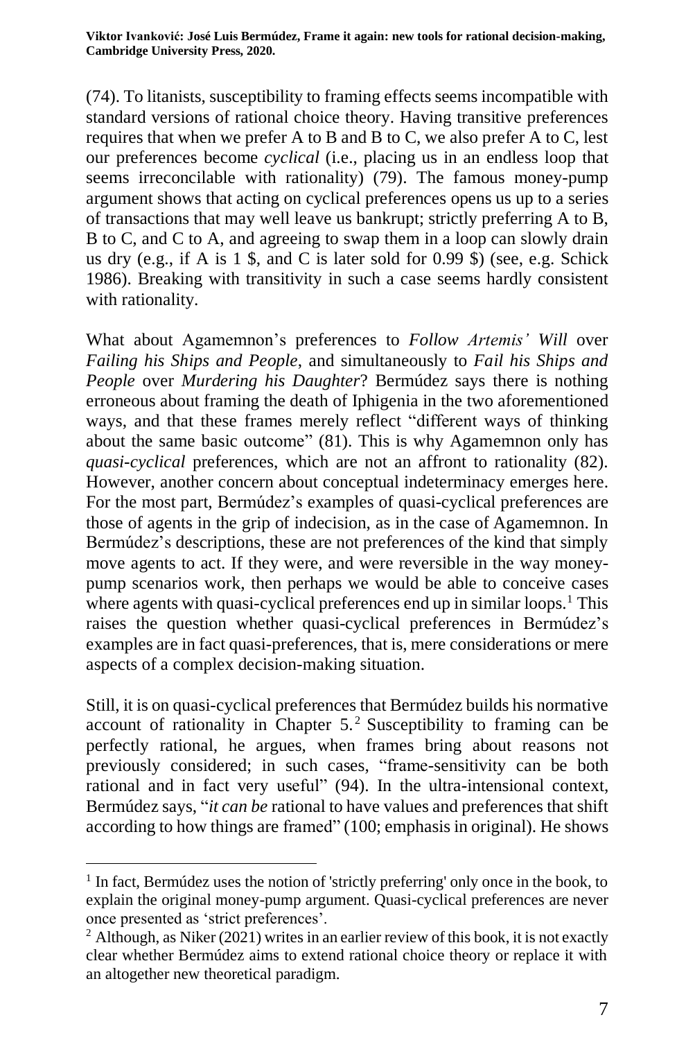(74). To litanists, susceptibility to framing effects seems incompatible with standard versions of rational choice theory. Having transitive preferences requires that when we prefer A to B and B to C, we also prefer A to C, lest our preferences become *cyclical* (i.e., placing us in an endless loop that seems irreconcilable with rationality) (79). The famous money-pump argument shows that acting on cyclical preferences opens us up to a series of transactions that may well leave us bankrupt; strictly preferring A to B, B to C, and C to A, and agreeing to swap them in a loop can slowly drain us dry (e.g., if A is 1 $, and C is later sold for 0.99 $) (see, e.g. Schick 1986). Breaking with transitivity in such a case seems hardly consistent with rationality.

What about Agamemnon's preferences to *Follow Artemis' Will* over *Failing his Ships and People*, and simultaneously to *Fail his Ships and People* over *Murdering his Daughter*? Bermúdez says there is nothing erroneous about framing the death of Iphigenia in the two aforementioned ways, and that these frames merely reflect "different ways of thinking about the same basic outcome" (81). This is why Agamemnon only has *quasi-cyclical* preferences, which are not an affront to rationality (82). However, another concern about conceptual indeterminacy emerges here. For the most part, Bermúdez's examples of quasi-cyclical preferences are those of agents in the grip of indecision, as in the case of Agamemnon. In Bermúdez's descriptions, these are not preferences of the kind that simply move agents to act. If they were, and were reversible in the way money-pump scenarios work, then perhaps we would be able to conceive cases where agents with quasi-cyclical preferences end up in similar loops.[1] This raises the question whether quasi-cyclical preferences in Bermúdez's examples are in fact quasi-preferences, that is, mere considerations or mere aspects of a complex decision-making situation.

Still, it is on quasi-cyclical preferences that Bermúdez builds his normative account of rationality in Chapter 5.[2] Susceptibility to framing can be perfectly rational, he argues, when frames bring about reasons not previously considered; in such cases, "frame-sensitivity can be both rational and in fact very useful" (94). In the ultra-intensional context, Bermúdez says, "*it can be* rational to have values and preferences that shift according to how things are framed" (100; emphasis in original). He shows

---

[1] In fact, Bermúdez uses the notion of 'strictly preferring' only once in the book, to explain the original money-pump argument. Quasi-cyclical preferences are never once presented as 'strict preferences'.

[2] Although, as Niker (2021) writes in an earlier review of this book, it is not exactly clear whether Bermúdez aims to extend rational choice theory or replace it with an altogether new theoretical paradigm.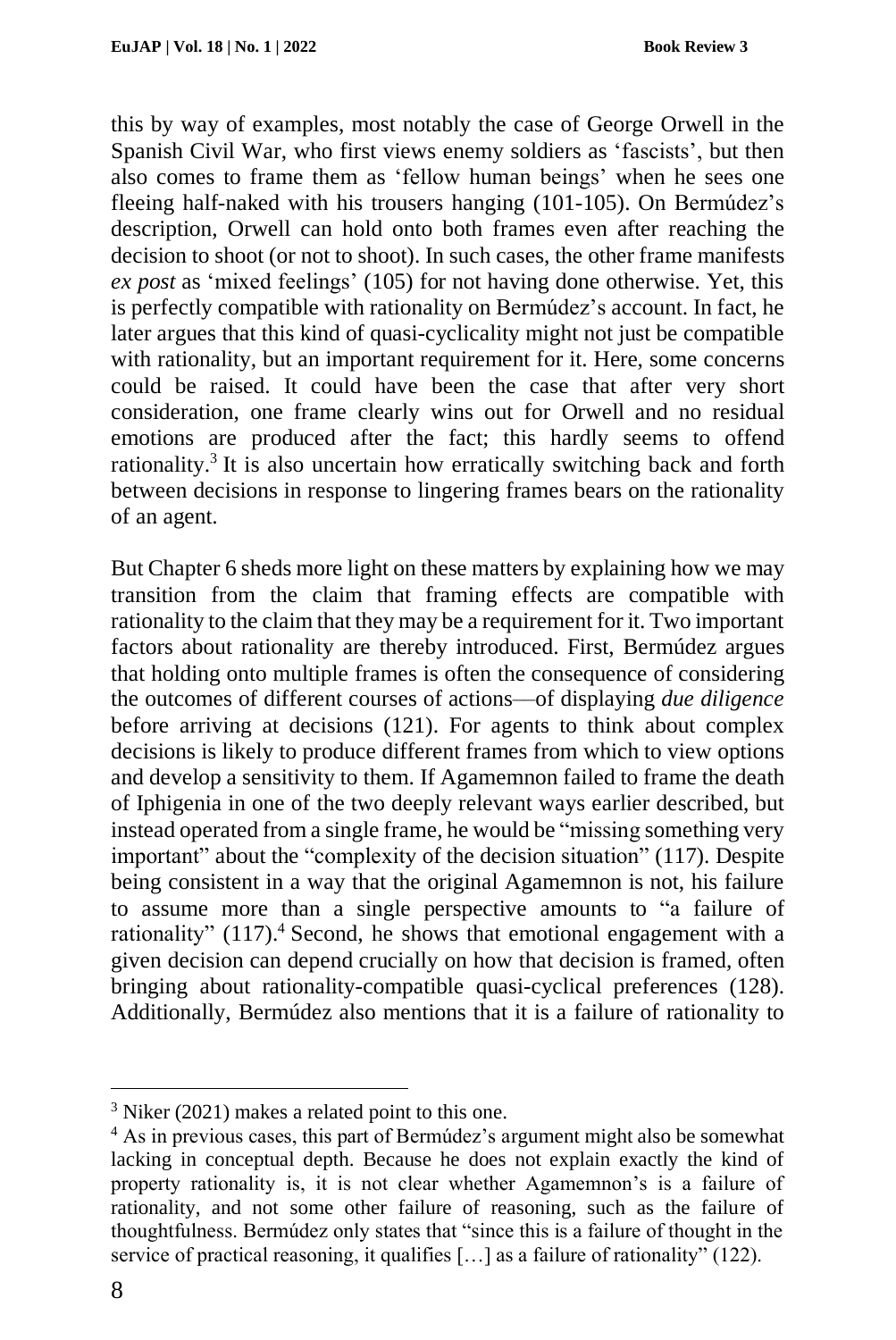this by way of examples, most notably the case of George Orwell in the Spanish Civil War, who first views enemy soldiers as 'fascists', but then also comes to frame them as 'fellow human beings' when he sees one fleeing half-naked with his trousers hanging (101-105). On Bermúdez's description, Orwell can hold onto both frames even after reaching the decision to shoot (or not to shoot). In such cases, the other frame manifests *ex post* as 'mixed feelings' (105) for not having done otherwise. Yet, this is perfectly compatible with rationality on Bermúdez's account. In fact, he later argues that this kind of quasi-cyclicality might not just be compatible with rationality, but an important requirement for it. Here, some concerns could be raised. It could have been the case that after very short consideration, one frame clearly wins out for Orwell and no residual emotions are produced after the fact; this hardly seems to offend rationality.[3] It is also uncertain how erratically switching back and forth between decisions in response to lingering frames bears on the rationality of an agent.

But Chapter 6 sheds more light on these matters by explaining how we may transition from the claim that framing effects are compatible with rationality to the claim that they may be a requirement for it. Two important factors about rationality are thereby introduced. First, Bermúdez argues that holding onto multiple frames is often the consequence of considering the outcomes of different courses of actions—of displaying *due diligence* before arriving at decisions (121). For agents to think about complex decisions is likely to produce different frames from which to view options and develop a sensitivity to them. If Agamemnon failed to frame the death of Iphigenia in one of the two deeply relevant ways earlier described, but instead operated from a single frame, he would be "missing something very important" about the "complexity of the decision situation" (117). Despite being consistent in a way that the original Agamemnon is not, his failure to assume more than a single perspective amounts to "a failure of rationality" (117).[4] Second, he shows that emotional engagement with a given decision can depend crucially on how that decision is framed, often bringing about rationality-compatible quasi-cyclical preferences (128). Additionally, Bermúdez also mentions that it is a failure of rationality to

---

[3] Niker (2021) makes a related point to this one.

[4] As in previous cases, this part of Bermúdez's argument might also be somewhat lacking in conceptual depth. Because he does not explain exactly the kind of property rationality is, it is not clear whether Agamemnon's is a failure of rationality, and not some other failure of reasoning, such as the failure of thoughtfulness. Bermúdez only states that "since this is a failure of thought in the service of practical reasoning, it qualifies […] as a failure of rationality" (122).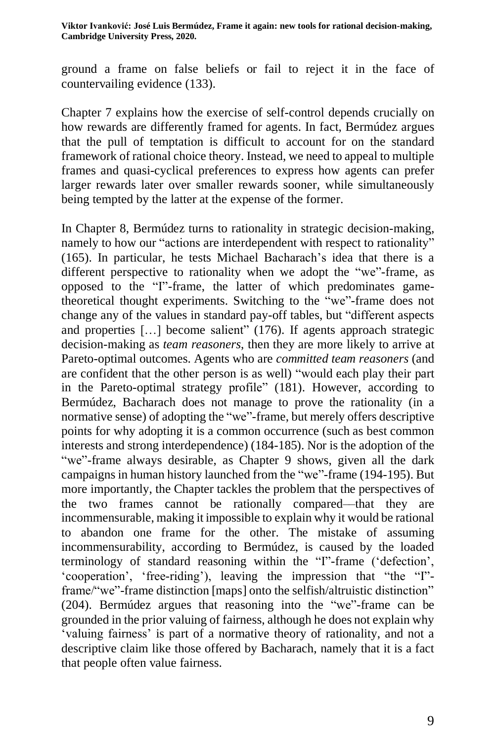ground a frame on false beliefs or fail to reject it in the face of countervailing evidence (133).

Chapter 7 explains how the exercise of self-control depends crucially on how rewards are differently framed for agents. In fact, Bermúdez argues that the pull of temptation is difficult to account for on the standard framework of rational choice theory. Instead, we need to appeal to multiple frames and quasi-cyclical preferences to express how agents can prefer larger rewards later over smaller rewards sooner, while simultaneously being tempted by the latter at the expense of the former.

In Chapter 8, Bermúdez turns to rationality in strategic decision-making, namely to how our "actions are interdependent with respect to rationality" (165). In particular, he tests Michael Bacharach's idea that there is a different perspective to rationality when we adopt the "we"-frame, as opposed to the "I"-frame, the latter of which predominates game-theoretical thought experiments. Switching to the "we"-frame does not change any of the values in standard pay-off tables, but "different aspects and properties […] become salient" (176). If agents approach strategic decision-making as *team reasoners*, then they are more likely to arrive at Pareto-optimal outcomes. Agents who are *committed team reasoners* (and are confident that the other person is as well) "would each play their part in the Pareto-optimal strategy profile" (181). However, according to Bermúdez, Bacharach does not manage to prove the rationality (in a normative sense) of adopting the "we"-frame, but merely offers descriptive points for why adopting it is a common occurrence (such as best common interests and strong interdependence) (184-185). Nor is the adoption of the "we"-frame always desirable, as Chapter 9 shows, given all the dark campaigns in human history launched from the "we"-frame (194-195). But more importantly, the Chapter tackles the problem that the perspectives of the two frames cannot be rationally compared—that they are incommensurable, making it impossible to explain why it would be rational to abandon one frame for the other. The mistake of assuming incommensurability, according to Bermúdez, is caused by the loaded terminology of standard reasoning within the "I"-frame ('defection', 'cooperation', 'free-riding'), leaving the impression that "the "I"-frame/"we"-frame distinction [maps] onto the selfish/altruistic distinction" (204). Bermúdez argues that reasoning into the "we"-frame can be grounded in the prior valuing of fairness, although he does not explain why 'valuing fairness' is part of a normative theory of rationality, and not a descriptive claim like those offered by Bacharach, namely that it is a fact that people often value fairness.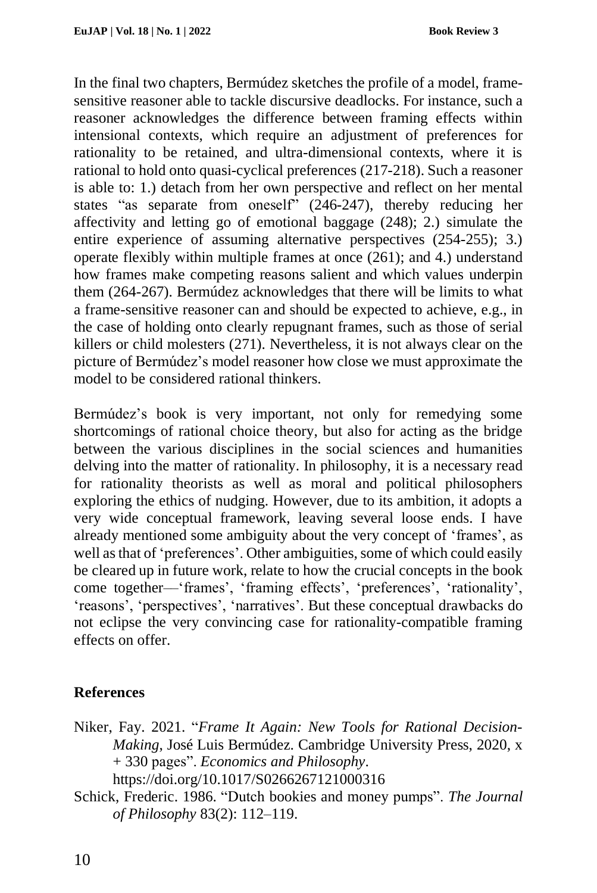In the final two chapters, Bermúdez sketches the profile of a model, frame-sensitive reasoner able to tackle discursive deadlocks. For instance, such a reasoner acknowledges the difference between framing effects within intensional contexts, which require an adjustment of preferences for rationality to be retained, and ultra-dimensional contexts, where it is rational to hold onto quasi-cyclical preferences (217-218). Such a reasoner is able to: 1.) detach from her own perspective and reflect on her mental states "as separate from oneself" (246-247), thereby reducing her affectivity and letting go of emotional baggage (248); 2.) simulate the entire experience of assuming alternative perspectives (254-255); 3.) operate flexibly within multiple frames at once (261); and 4.) understand how frames make competing reasons salient and which values underpin them (264-267). Bermúdez acknowledges that there will be limits to what a frame-sensitive reasoner can and should be expected to achieve, e.g., in the case of holding onto clearly repugnant frames, such as those of serial killers or child molesters (271). Nevertheless, it is not always clear on the picture of Bermúdez's model reasoner how close we must approximate the model to be considered rational thinkers.

Bermúdez's book is very important, not only for remedying some shortcomings of rational choice theory, but also for acting as the bridge between the various disciplines in the social sciences and humanities delving into the matter of rationality. In philosophy, it is a necessary read for rationality theorists as well as moral and political philosophers exploring the ethics of nudging. However, due to its ambition, it adopts a very wide conceptual framework, leaving several loose ends. I have already mentioned some ambiguity about the very concept of 'frames', as well as that of 'preferences'. Other ambiguities, some of which could easily be cleared up in future work, relate to how the crucial concepts in the book come together—'frames', 'framing effects', 'preferences', 'rationality', 'reasons', 'perspectives', 'narratives'. But these conceptual drawbacks do not eclipse the very convincing case for rationality-compatible framing effects on offer.

## References

Niker, Fay. 2021. "*Frame It Again: New Tools for Rational Decision-Making*, José Luis Bermúdez. Cambridge University Press, 2020, x + 330 pages". *Economics and Philosophy*. https://doi.org/10.1017/S0266267121000316

Schick, Frederic. 1986. "Dutch bookies and money pumps". *The Journal of Philosophy* 83(2): 112–119.